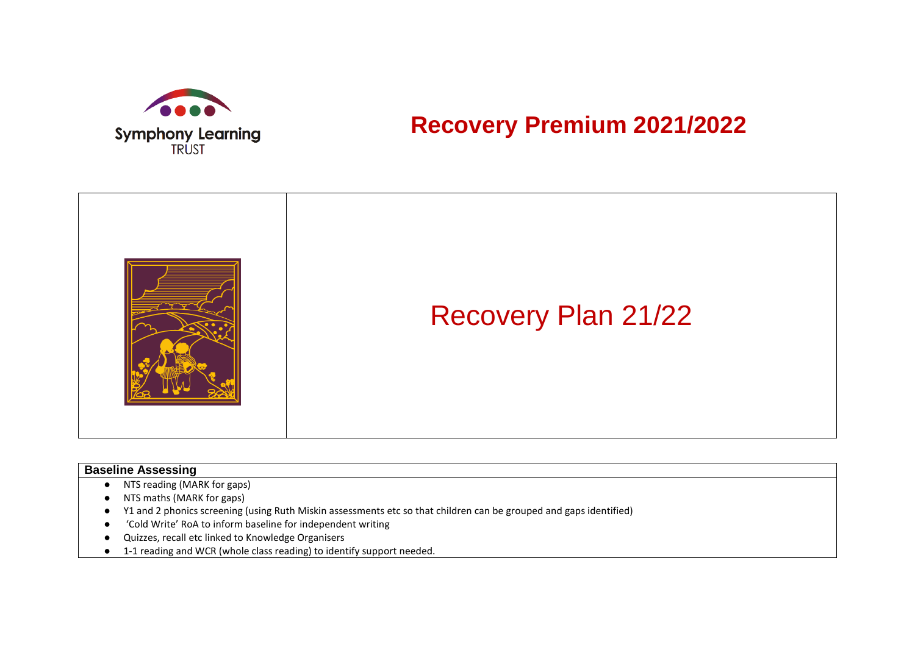Symphony Learning TRUST

# Recovery Premium 2021/2022

## Recovery Plan 21/22

### Baseline Assessing

- NTS reading (MARK for gaps)
- NTS maths (MARK for gaps)
- Y1 and 2 phonics screening (using Ruth Miskin assessments etc so that children can be grouped and gaps identified)
- 'Cold Write' RoA to inform baseline for independent writing
- Quizzes, recall etc linked to Knowledge Organisers
- 1-1 reading and WCR (whole class reading) to identify support needed.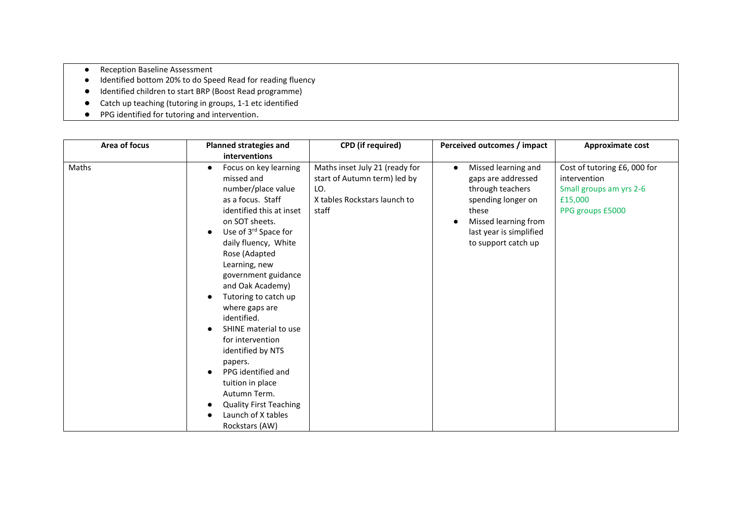- Reception Baseline Assessment
- Identified bottom 20% to do Speed Read for reading fluency
- Identified children to start BRP (Boost Read programme)
- Catch up teaching (tutoring in groups, 1-1 etc identified
- PPG identified for tutoring and intervention.

| Area of focus | Planned strategies and interventions | CPD (if required) | Perceived outcomes / impact | Approximate cost |
|---|---|---|---|---|
| Maths | • Focus on key learning missed and number/place value as a focus. Staff identified this at inset on SOT sheets.<br>• Use of 3rd Space for daily fluency, White Rose (Adapted Learning, new government guidance and Oak Academy)<br>• Tutoring to catch up where gaps are identified.<br>• SHINE material to use for intervention identified by NTS papers.<br>• PPG identified and tuition in place Autumn Term.<br>• Quality First Teaching<br>• Launch of X tables Rockstars (AW) | Maths inset July 21 (ready for start of Autumn term) led by LO.<br>X tables Rockstars launch to staff | • Missed learning and gaps are addressed through teachers spending longer on these<br>• Missed learning from last year is simplified to support catch up | Cost of tutoring £6, 000 for intervention<br>Small groups am yrs 2-6 £15,000<br>PPG groups £5000 |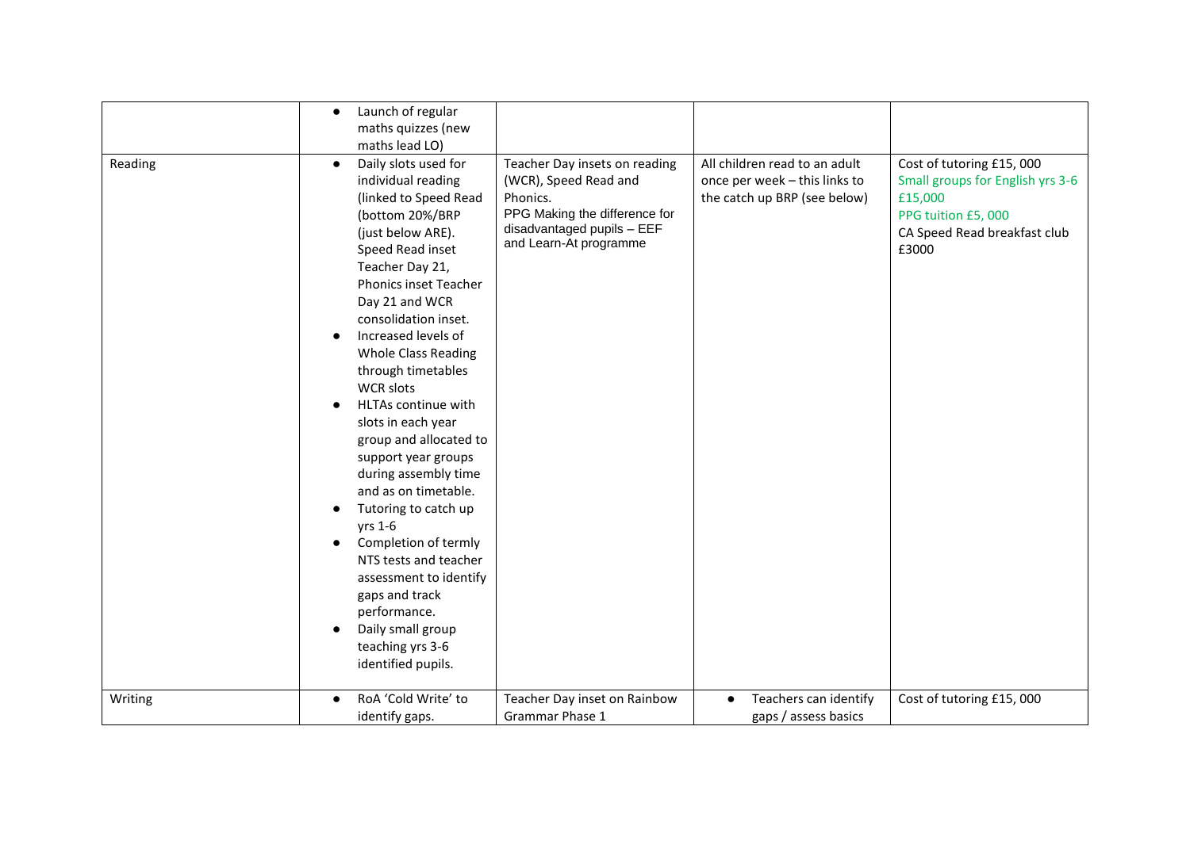| | | | | |
|---|---|---|---|---|
| | • Launch of regular maths quizzes (new maths lead LO) | | | |
| Reading | • Daily slots used for individual reading (linked to Speed Read (bottom 20%/BRP (just below ARE). Speed Read inset Teacher Day 21, Phonics inset Teacher Day 21 and WCR consolidation inset.<br>• Increased levels of Whole Class Reading through timetables WCR slots<br>• HLTAs continue with slots in each year group and allocated to support year groups during assembly time and as on timetable.<br>• Tutoring to catch up yrs 1-6<br>• Completion of termly NTS tests and teacher assessment to identify gaps and track performance.<br>• Daily small group teaching yrs 3-6 identified pupils. | Teacher Day insets on reading (WCR), Speed Read and Phonics.<br>PPG Making the difference for disadvantaged pupils – EEF and Learn-At programme | All children read to an adult once per week – this links to the catch up BRP (see below) | Cost of tutoring £15, 000<br>Small groups for English yrs 3-6 £15,000<br>PPG tuition £5, 000<br>CA Speed Read breakfast club £3000 |
| Writing | • RoA 'Cold Write' to identify gaps. | Teacher Day inset on Rainbow Grammar Phase 1 | • Teachers can identify gaps / assess basics | Cost of tutoring £15, 000 |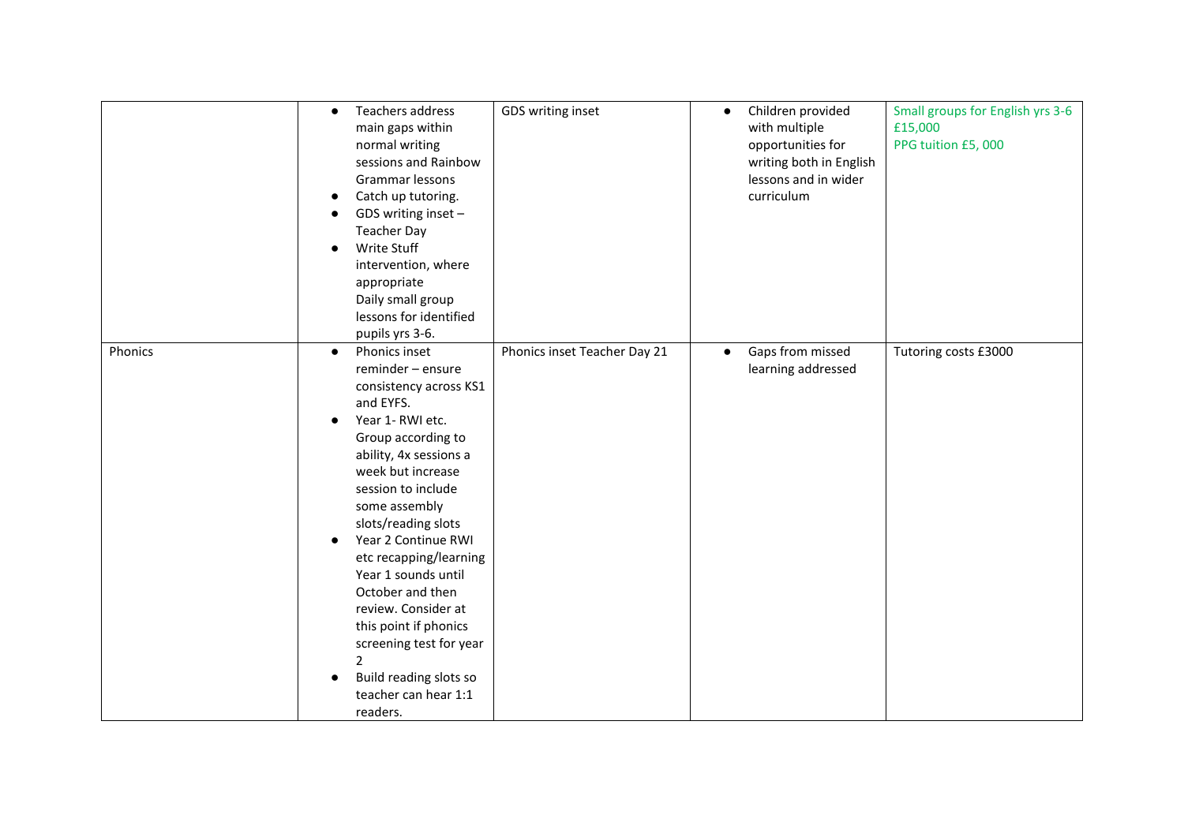| | | | | |
|---|---|---|---|---|
| | • Teachers address main gaps within normal writing sessions and Rainbow Grammar lessons<br>• Catch up tutoring.<br>• GDS writing inset – Teacher Day<br>• Write Stuff intervention, where appropriate<br>Daily small group lessons for identified pupils yrs 3-6. | GDS writing inset | • Children provided with multiple opportunities for writing both in English lessons and in wider curriculum | Small groups for English yrs 3-6 £15,000<br>PPG tuition £5, 000 |
| Phonics | • Phonics inset reminder – ensure consistency across KS1 and EYFS.<br>• Year 1- RWI etc. Group according to ability, 4x sessions a week but increase session to include some assembly slots/reading slots<br>• Year 2 Continue RWI etc recapping/learning Year 1 sounds until October and then review. Consider at this point if phonics screening test for year 2<br>• Build reading slots so teacher can hear 1:1 readers. | Phonics inset Teacher Day 21 | • Gaps from missed learning addressed | Tutoring costs £3000 |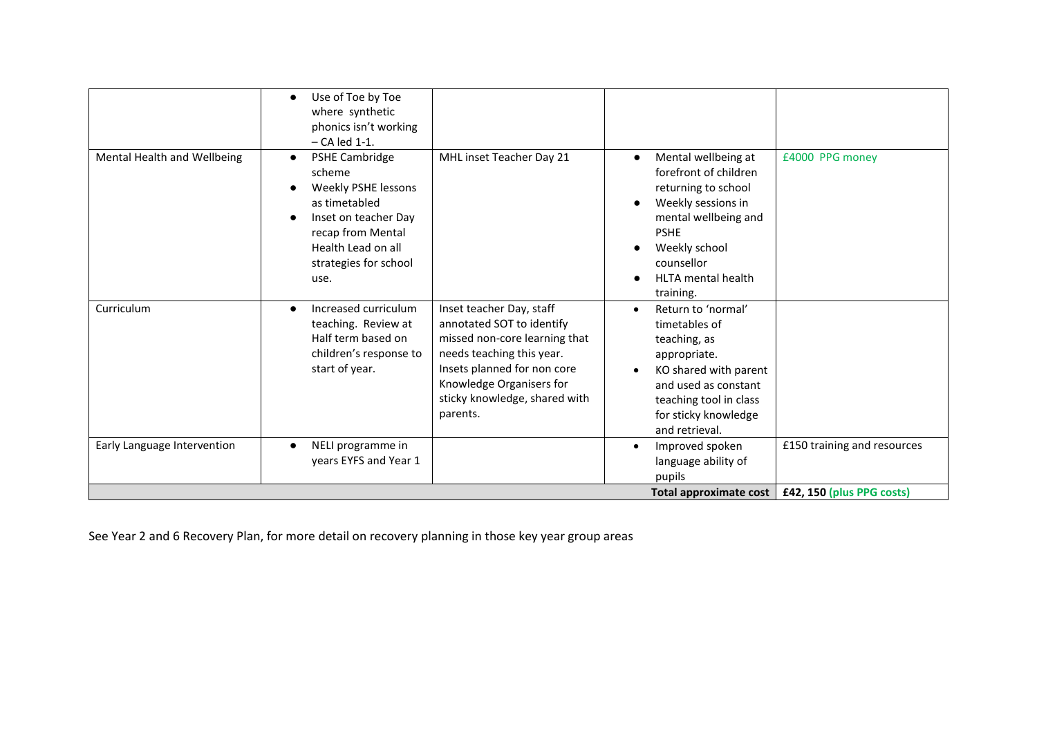| | | | | |
|---|---|---|---|---|
| | • Use of Toe by Toe where synthetic phonics isn't working – CA led 1-1. | | | |
| Mental Health and Wellbeing | • PSHE Cambridge scheme<br>• Weekly PSHE lessons as timetabled<br>• Inset on teacher Day recap from Mental Health Lead on all strategies for school use. | MHL inset Teacher Day 21 | • Mental wellbeing at forefront of children returning to school<br>• Weekly sessions in mental wellbeing and PSHE<br>• Weekly school counsellor<br>• HLTA mental health training. | £4000 PPG money |
| Curriculum | • Increased curriculum teaching. Review at Half term based on children's response to start of year. | Inset teacher Day, staff annotated SOT to identify missed non-core learning that needs teaching this year. Insets planned for non core Knowledge Organisers for sticky knowledge, shared with parents. | • Return to 'normal' timetables of teaching, as appropriate.<br>• KO shared with parent and used as constant teaching tool in class for sticky knowledge and retrieval. | |
| Early Language Intervention | • NELI programme in years EYFS and Year 1 | | • Improved spoken language ability of pupils | £150 training and resources |
| | | | **Total approximate cost** | **£42, 150 (plus PPG costs)** |

See Year 2 and 6 Recovery Plan, for more detail on recovery planning in those key year group areas